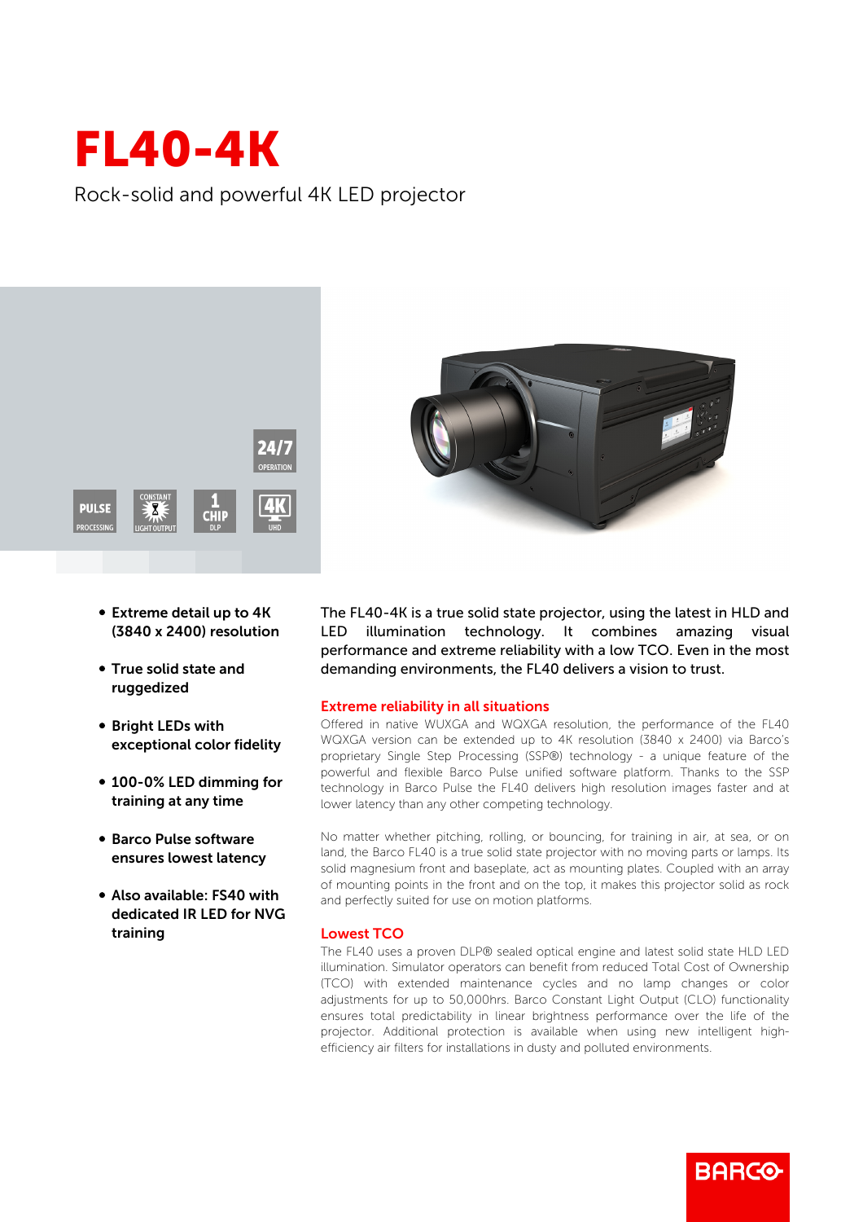# FL40-4K

Rock-solid and powerful 4K LED projector

- **Extreme detail up to 4K (3840 x 2400) resolution**
- **True solid state and ruggedized**
- **Bright LEDs with exceptional color fidelity**
- **100-0% LED dimming for training at any time**
- **Barco Pulse software ensures lowest latency**
- **Also available: FS40 with dedicated IR LED for NVG training**

The FL40-4K is a true solid state projector, using the latest in HLD and LED illumination technology. It combines amazing visual performance and extreme reliability with a low TCO. Even in the most demanding environments, the FL40 delivers a vision to trust.

## Extreme reliability in all situations

Offered in native WUXGA and WQXGA resolution, the performance of the FL40 WQXGA version can be extended up to 4K resolution (3840 x 2400) via Barco's proprietary Single Step Processing (SSP®) technology - a unique feature of the powerful and flexible Barco Pulse unified software platform. Thanks to the SSP technology in Barco Pulse the FL40 delivers high resolution images faster and at lower latency than any other competing technology.

No matter whether pitching, rolling, or bouncing, for training in air, at sea, or on land, the Barco FL40 is a true solid state projector with no moving parts or lamps. Its solid magnesium front and baseplate, act as mounting plates. Coupled with an array of mounting points in the front and on the top, it makes this projector solid as rock and perfectly suited for use on motion platforms.

## Lowest TCO

The FL40 uses a proven DLP® sealed optical engine and latest solid state HLD LED illumination. Simulator operators can benefit from reduced Total Cost of Ownership (TCO) with extended maintenance cycles and no lamp changes or color adjustments for up to 50,000hrs. Barco Constant Light Output (CLO) functionality ensures total predictability in linear brightness performance over the life of the projector. Additional protection is available when using new intelligent high-efficiency air filters for installations in dusty and polluted environments.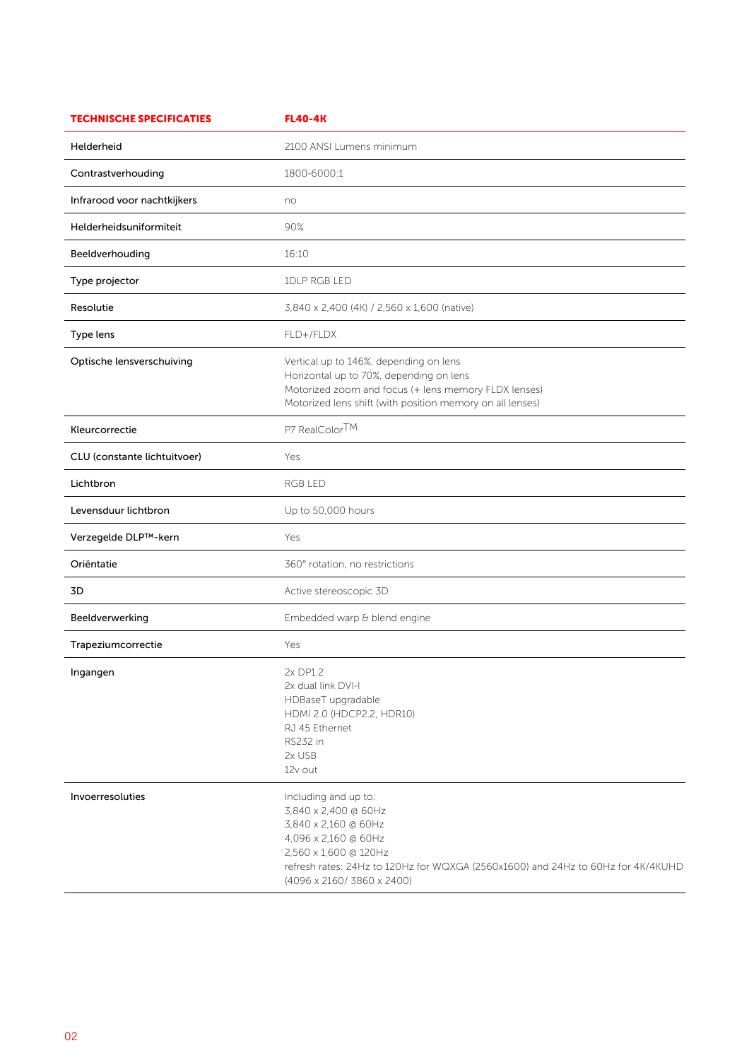| TECHNISCHE SPECIFICATIES | FL40-4K |
|---|---|
| Helderheid | 2100 ANSI Lumens minimum |
| Contrastverhouding | 1800-6000:1 |
| Infrarood voor nachtkijkers | no |
| Helderheidsuniformiteit | 90% |
| Beeldverhouding | 16:10 |
| Type projector | 1DLP RGB LED |
| Resolutie | 3,840 x 2,400 (4K) / 2,560 x 1,600 (native) |
| Type lens | FLD+/FLDX |
| Optische lensverschuiving | Vertical up to 146%, depending on lens<br>Horizontal up to 70%, depending on lens<br>Motorized zoom and focus (+ lens memory FLDX lenses)<br>Motorized lens shift (with position memory on all lenses) |
| Kleurcorrectie | P7 RealColor™ |
| CLU (constante lichtuitvoer) | Yes |
| Lichtbron | RGB LED |
| Levensduur lichtbron | Up to 50,000 hours |
| Verzegelde DLP™-kern | Yes |
| Oriëntatie | 360° rotation, no restrictions |
| 3D | Active stereoscopic 3D |
| Beeldverwerking | Embedded warp & blend engine |
| Trapeziumcorrectie | Yes |
| Ingangen | 2x DP1.2<br>2x dual link DVI-I<br>HDBaseT upgradable<br>HDMI 2.0 (HDCP2.2, HDR10)<br>RJ 45 Ethernet<br>RS232 in<br>2x USB<br>12v out |
| Invoerresoluties | Including and up to:<br>3,840 x 2,400 @ 60Hz<br>3,840 x 2,160 @ 60Hz<br>4,096 x 2,160 @ 60Hz<br>2,560 x 1,600 @ 120Hz<br>refresh rates: 24Hz to 120Hz for WQXGA (2560x1600) and 24Hz to 60Hz for 4K/4KUHD (4096 x 2160/ 3860 x 2400) |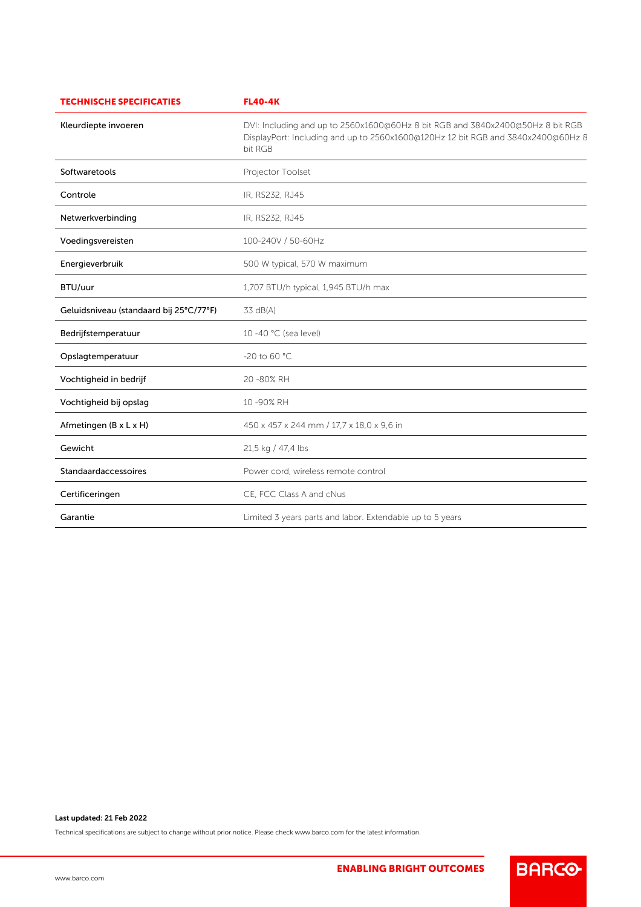| TECHNISCHE SPECIFICATIES | FL40-4K |
|---|---|
| Kleurdiepte invoeren | DVI: Including and up to 2560x1600@60Hz 8 bit RGB and 3840x2400@50Hz 8 bit RGB DisplayPort: Including and up to 2560x1600@120Hz 12 bit RGB and 3840x2400@60Hz 8 bit RGB |
| Softwaretools | Projector Toolset |
| Controle | IR, RS232, RJ45 |
| Netwerkverbinding | IR, RS232, RJ45 |
| Voedingsvereisten | 100-240V / 50-60Hz |
| Energieverbruik | 500 W typical, 570 W maximum |
| BTU/uur | 1,707 BTU/h typical, 1,945 BTU/h max |
| Geluidsniveau (standaard bij 25°C/77°F) | 33 dB(A) |
| Bedrijfstemperatuur | 10 -40 °C (sea level) |
| Opslagtemperatuur | -20 to 60 °C |
| Vochtigheid in bedrijf | 20 -80% RH |
| Vochtigheid bij opslag | 10 -90% RH |
| Afmetingen (B x L x H) | 450 x 457 x 244 mm / 17,7 x 18,0 x 9,6 in |
| Gewicht | 21,5 kg / 47,4 lbs |
| Standaardaccessoires | Power cord, wireless remote control |
| Certificeringen | CE, FCC Class A and cNus |
| Garantie | Limited 3 years parts and labor. Extendable up to 5 years |

**Last updated: 21 Feb 2022**

Technical specifications are subject to change without prior notice. Please check www.barco.com for the latest information.

ENABLING BRIGHT OUTCOMES

www.barco.com